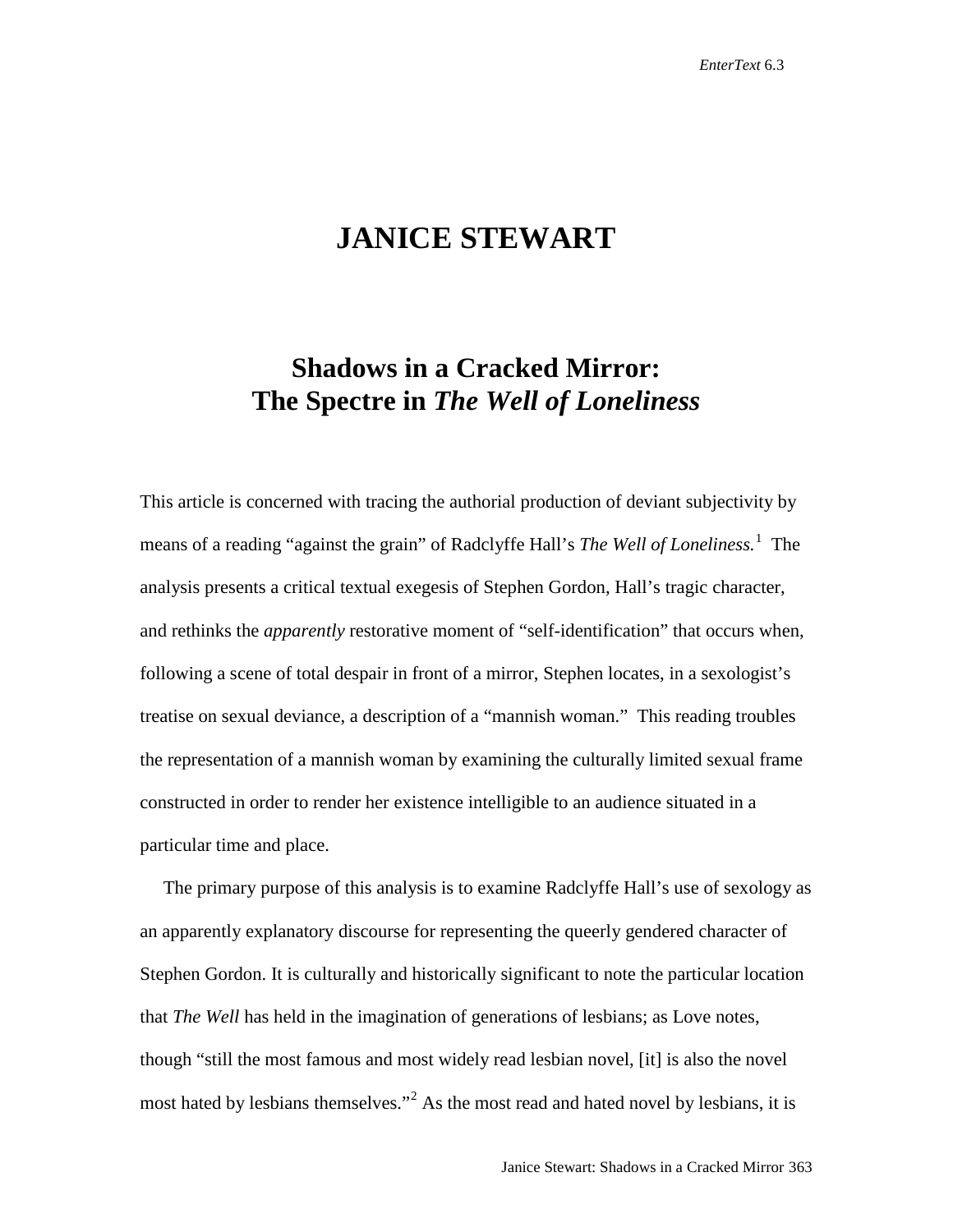# JANICE STEWART

## Shadows in a Cracked Mirror: The Spectre in *The Well of Loneliness*

This article is concerned with tracing the authorial production of deviant subjectivity by means of a reading "against the grain" of Radclyffe Hall's *The Well of Loneliness.*[1] The analysis presents a critical textual exegesis of Stephen Gordon, Hall's tragic character, and rethinks the *apparently* restorative moment of "self-identification" that occurs when, following a scene of total despair in front of a mirror, Stephen locates, in a sexologist's treatise on sexual deviance, a description of a "mannish woman." This reading troubles the representation of a mannish woman by examining the culturally limited sexual frame constructed in order to render her existence intelligible to an audience situated in a particular time and place.

The primary purpose of this analysis is to examine Radclyffe Hall's use of sexology as an apparently explanatory discourse for representing the queerly gendered character of Stephen Gordon. It is culturally and historically significant to note the particular location that *The Well* has held in the imagination of generations of lesbians; as Love notes, though "still the most famous and most widely read lesbian novel, [it] is also the novel most hated by lesbians themselves."[2] As the most read and hated novel by lesbians, it is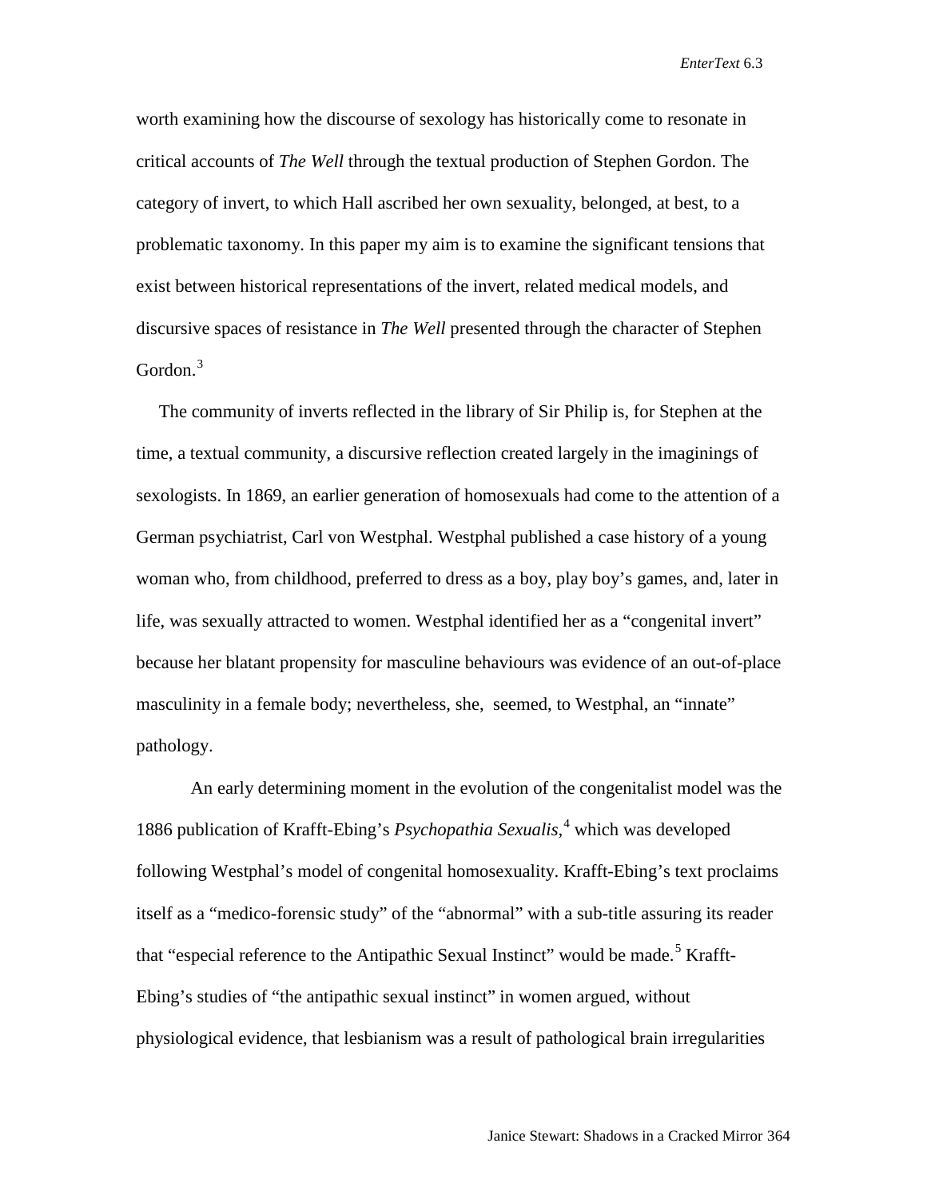worth examining how the discourse of sexology has historically come to resonate in critical accounts of *The Well* through the textual production of Stephen Gordon. The category of invert, to which Hall ascribed her own sexuality, belonged, at best, to a problematic taxonomy. In this paper my aim is to examine the significant tensions that exist between historical representations of the invert, related medical models, and discursive spaces of resistance in *The Well* presented through the character of Stephen Gordon.[3]

The community of inverts reflected in the library of Sir Philip is, for Stephen at the time, a textual community, a discursive reflection created largely in the imaginings of sexologists. In 1869, an earlier generation of homosexuals had come to the attention of a German psychiatrist, Carl von Westphal. Westphal published a case history of a young woman who, from childhood, preferred to dress as a boy, play boy's games, and, later in life, was sexually attracted to women. Westphal identified her as a "congenital invert" because her blatant propensity for masculine behaviours was evidence of an out-of-place masculinity in a female body; nevertheless, she, seemed, to Westphal, an "innate" pathology.

An early determining moment in the evolution of the congenitalist model was the 1886 publication of Krafft-Ebing's *Psychopathia Sexualis*,[4] which was developed following Westphal's model of congenital homosexuality. Krafft-Ebing's text proclaims itself as a "medico-forensic study" of the "abnormal" with a sub-title assuring its reader that "especial reference to the Antipathic Sexual Instinct" would be made.[5] Krafft-Ebing's studies of "the antipathic sexual instinct" in women argued, without physiological evidence, that lesbianism was a result of pathological brain irregularities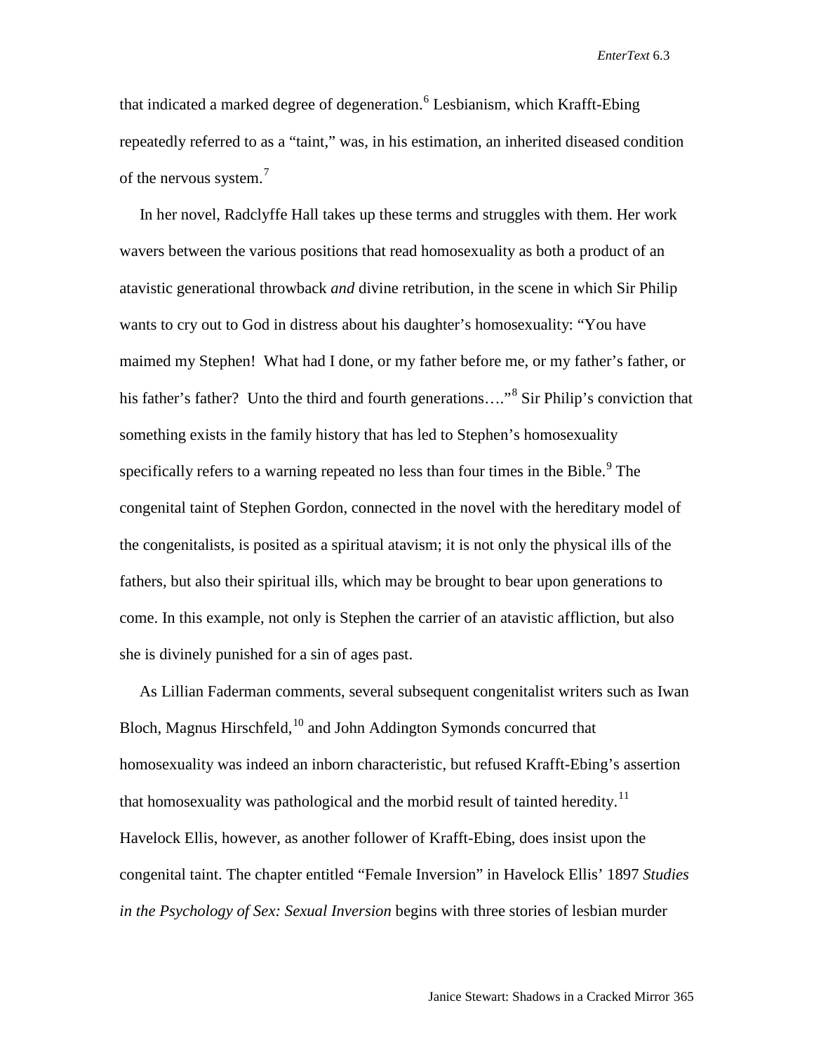that indicated a marked degree of degeneration.[6] Lesbianism, which Krafft-Ebing repeatedly referred to as a "taint," was, in his estimation, an inherited diseased condition of the nervous system.[7]

In her novel, Radclyffe Hall takes up these terms and struggles with them. Her work wavers between the various positions that read homosexuality as both a product of an atavistic generational throwback *and* divine retribution, in the scene in which Sir Philip wants to cry out to God in distress about his daughter's homosexuality: "You have maimed my Stephen! What had I done, or my father before me, or my father's father, or his father's father? Unto the third and fourth generations…."[8] Sir Philip's conviction that something exists in the family history that has led to Stephen's homosexuality specifically refers to a warning repeated no less than four times in the Bible.[9] The congenital taint of Stephen Gordon, connected in the novel with the hereditary model of the congenitalists, is posited as a spiritual atavism; it is not only the physical ills of the fathers, but also their spiritual ills, which may be brought to bear upon generations to come. In this example, not only is Stephen the carrier of an atavistic affliction, but also she is divinely punished for a sin of ages past.

As Lillian Faderman comments, several subsequent congenitalist writers such as Iwan Bloch, Magnus Hirschfeld,[10] and John Addington Symonds concurred that homosexuality was indeed an inborn characteristic, but refused Krafft-Ebing's assertion that homosexuality was pathological and the morbid result of tainted heredity.[11] Havelock Ellis, however, as another follower of Krafft-Ebing, does insist upon the congenital taint. The chapter entitled "Female Inversion" in Havelock Ellis' 1897 *Studies in the Psychology of Sex: Sexual Inversion* begins with three stories of lesbian murder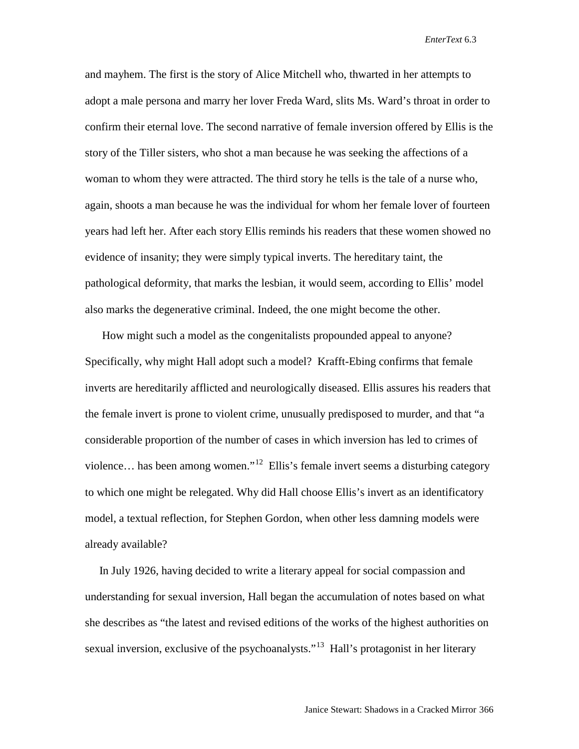and mayhem. The first is the story of Alice Mitchell who, thwarted in her attempts to adopt a male persona and marry her lover Freda Ward, slits Ms. Ward's throat in order to confirm their eternal love. The second narrative of female inversion offered by Ellis is the story of the Tiller sisters, who shot a man because he was seeking the affections of a woman to whom they were attracted. The third story he tells is the tale of a nurse who, again, shoots a man because he was the individual for whom her female lover of fourteen years had left her. After each story Ellis reminds his readers that these women showed no evidence of insanity; they were simply typical inverts. The hereditary taint, the pathological deformity, that marks the lesbian, it would seem, according to Ellis' model also marks the degenerative criminal. Indeed, the one might become the other.

How might such a model as the congenitalists propounded appeal to anyone? Specifically, why might Hall adopt such a model? Krafft-Ebing confirms that female inverts are hereditarily afflicted and neurologically diseased. Ellis assures his readers that the female invert is prone to violent crime, unusually predisposed to murder, and that "a considerable proportion of the number of cases in which inversion has led to crimes of violence… has been among women."[12] Ellis's female invert seems a disturbing category to which one might be relegated. Why did Hall choose Ellis's invert as an identificatory model, a textual reflection, for Stephen Gordon, when other less damning models were already available?

In July 1926, having decided to write a literary appeal for social compassion and understanding for sexual inversion, Hall began the accumulation of notes based on what she describes as "the latest and revised editions of the works of the highest authorities on sexual inversion, exclusive of the psychoanalysts."[13] Hall's protagonist in her literary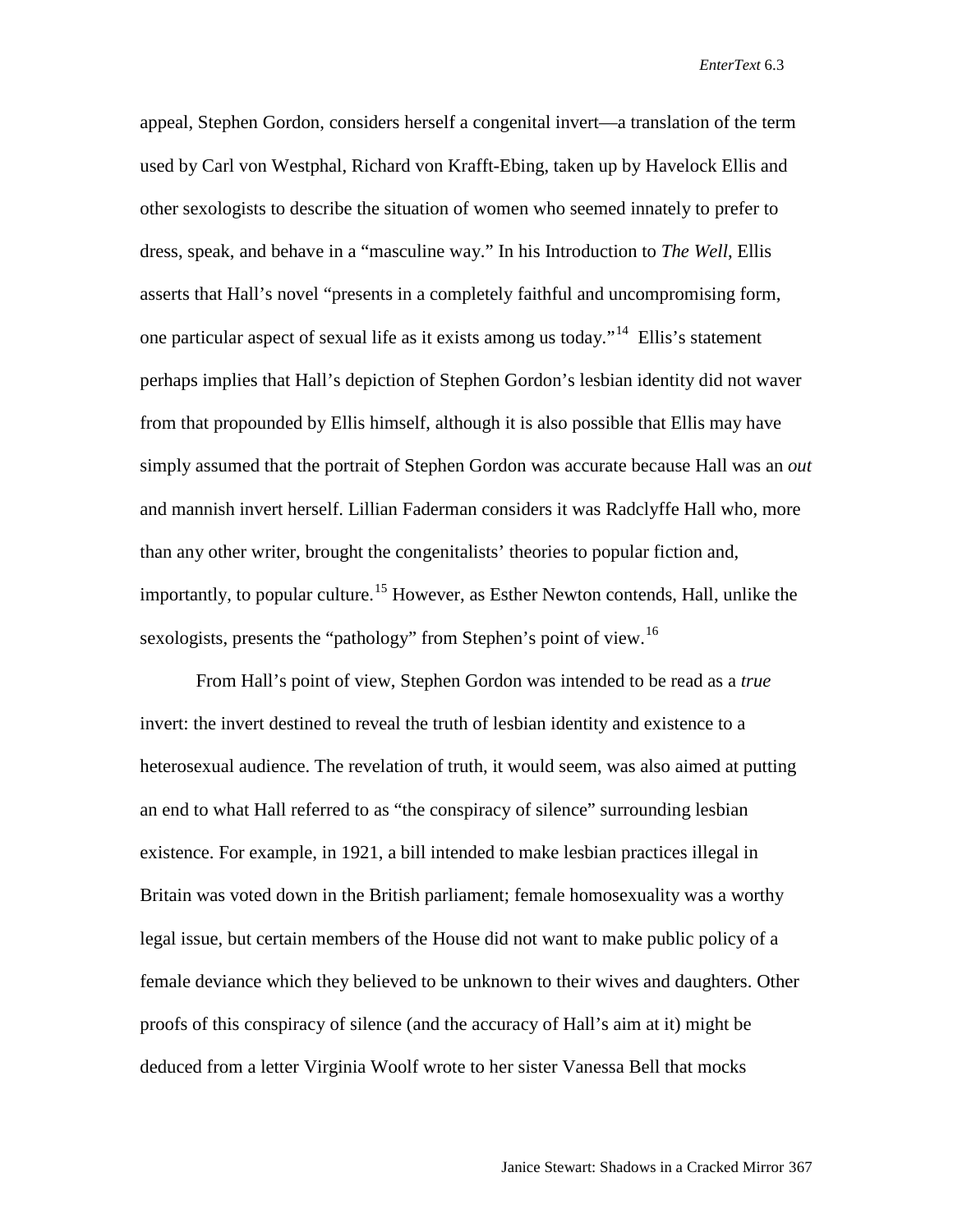appeal, Stephen Gordon, considers herself a congenital invert—a translation of the term used by Carl von Westphal, Richard von Krafft-Ebing, taken up by Havelock Ellis and other sexologists to describe the situation of women who seemed innately to prefer to dress, speak, and behave in a "masculine way." In his Introduction to *The Well*, Ellis asserts that Hall's novel "presents in a completely faithful and uncompromising form, one particular aspect of sexual life as it exists among us today."[14] Ellis's statement perhaps implies that Hall's depiction of Stephen Gordon's lesbian identity did not waver from that propounded by Ellis himself, although it is also possible that Ellis may have simply assumed that the portrait of Stephen Gordon was accurate because Hall was an *out* and mannish invert herself. Lillian Faderman considers it was Radclyffe Hall who, more than any other writer, brought the congenitalists' theories to popular fiction and, importantly, to popular culture.[15] However, as Esther Newton contends, Hall, unlike the sexologists, presents the "pathology" from Stephen's point of view.[16]

From Hall's point of view, Stephen Gordon was intended to be read as a *true* invert: the invert destined to reveal the truth of lesbian identity and existence to a heterosexual audience. The revelation of truth, it would seem, was also aimed at putting an end to what Hall referred to as "the conspiracy of silence" surrounding lesbian existence. For example, in 1921, a bill intended to make lesbian practices illegal in Britain was voted down in the British parliament; female homosexuality was a worthy legal issue, but certain members of the House did not want to make public policy of a female deviance which they believed to be unknown to their wives and daughters. Other proofs of this conspiracy of silence (and the accuracy of Hall's aim at it) might be deduced from a letter Virginia Woolf wrote to her sister Vanessa Bell that mocks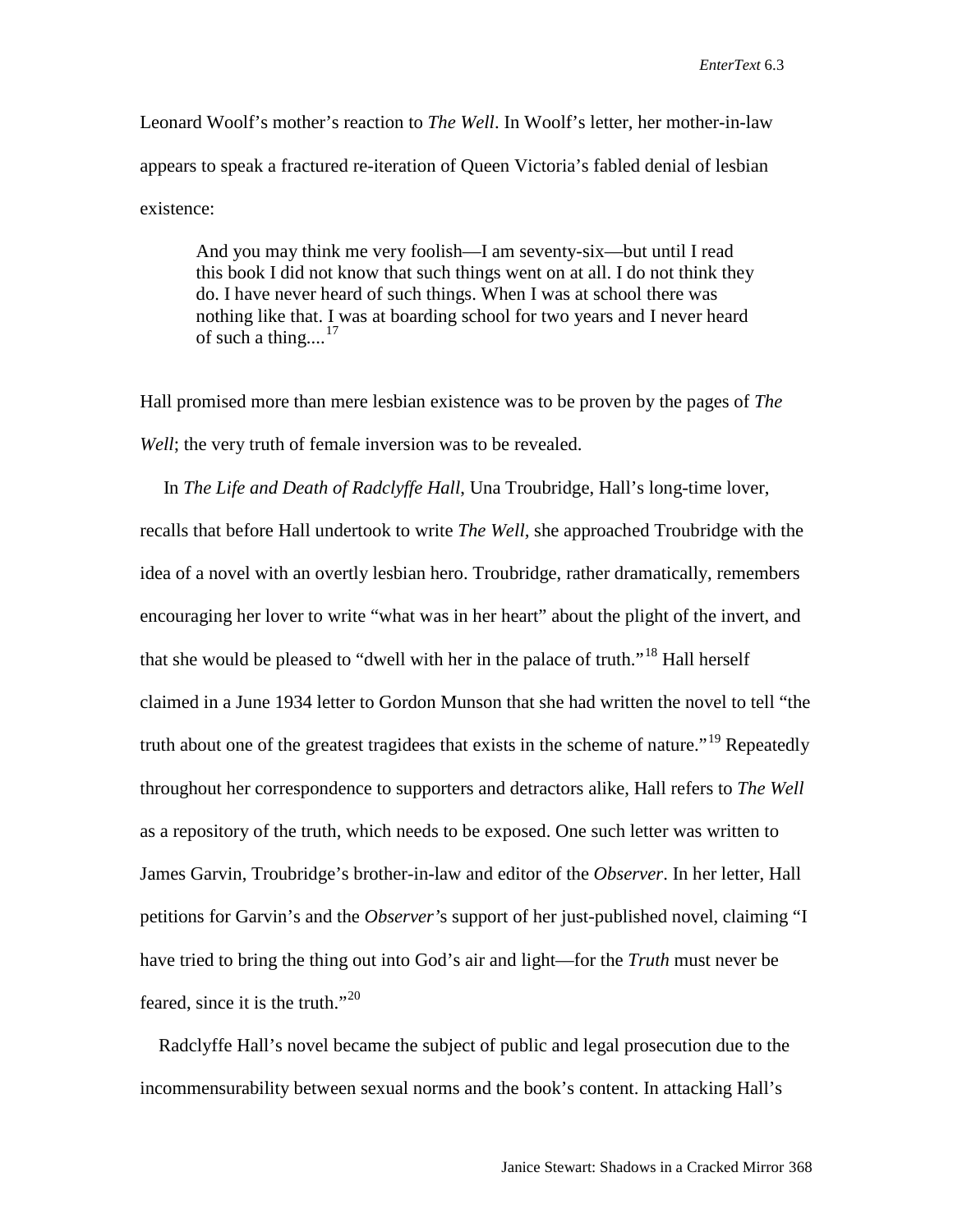Leonard Woolf's mother's reaction to *The Well*. In Woolf's letter, her mother-in-law appears to speak a fractured re-iteration of Queen Victoria's fabled denial of lesbian existence:

> And you may think me very foolish—I am seventy-six—but until I read this book I did not know that such things went on at all. I do not think they do. I have never heard of such things. When I was at school there was nothing like that. I was at boarding school for two years and I never heard of such a thing....[17]

Hall promised more than mere lesbian existence was to be proven by the pages of *The Well*; the very truth of female inversion was to be revealed.

In *The Life and Death of Radclyffe Hall*, Una Troubridge, Hall's long-time lover, recalls that before Hall undertook to write *The Well*, she approached Troubridge with the idea of a novel with an overtly lesbian hero. Troubridge, rather dramatically, remembers encouraging her lover to write "what was in her heart" about the plight of the invert, and that she would be pleased to "dwell with her in the palace of truth."[18] Hall herself claimed in a June 1934 letter to Gordon Munson that she had written the novel to tell "the truth about one of the greatest tragidees that exists in the scheme of nature."[19] Repeatedly throughout her correspondence to supporters and detractors alike, Hall refers to *The Well* as a repository of the truth, which needs to be exposed. One such letter was written to James Garvin, Troubridge's brother-in-law and editor of the *Observer*. In her letter, Hall petitions for Garvin's and the *Observer*'s support of her just-published novel, claiming "I have tried to bring the thing out into God's air and light—for the *Truth* must never be feared, since it is the truth."[20]

Radclyffe Hall's novel became the subject of public and legal prosecution due to the incommensurability between sexual norms and the book's content. In attacking Hall's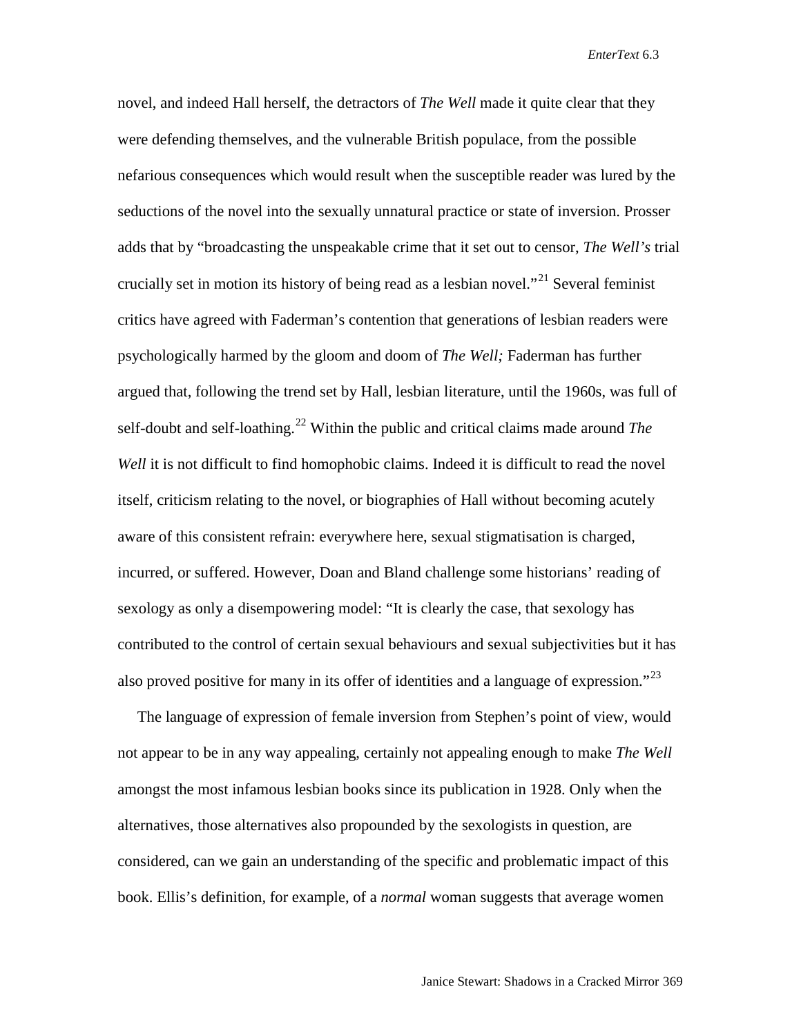novel, and indeed Hall herself, the detractors of *The Well* made it quite clear that they were defending themselves, and the vulnerable British populace, from the possible nefarious consequences which would result when the susceptible reader was lured by the seductions of the novel into the sexually unnatural practice or state of inversion. Prosser adds that by "broadcasting the unspeakable crime that it set out to censor, *The Well's* trial crucially set in motion its history of being read as a lesbian novel."[21] Several feminist critics have agreed with Faderman's contention that generations of lesbian readers were psychologically harmed by the gloom and doom of *The Well;* Faderman has further argued that, following the trend set by Hall, lesbian literature, until the 1960s, was full of self-doubt and self-loathing.[22] Within the public and critical claims made around *The Well* it is not difficult to find homophobic claims. Indeed it is difficult to read the novel itself, criticism relating to the novel, or biographies of Hall without becoming acutely aware of this consistent refrain: everywhere here, sexual stigmatisation is charged, incurred, or suffered. However, Doan and Bland challenge some historians' reading of sexology as only a disempowering model: "It is clearly the case, that sexology has contributed to the control of certain sexual behaviours and sexual subjectivities but it has also proved positive for many in its offer of identities and a language of expression."[23]

The language of expression of female inversion from Stephen's point of view, would not appear to be in any way appealing, certainly not appealing enough to make *The Well* amongst the most infamous lesbian books since its publication in 1928. Only when the alternatives, those alternatives also propounded by the sexologists in question, are considered, can we gain an understanding of the specific and problematic impact of this book. Ellis's definition, for example, of a *normal* woman suggests that average women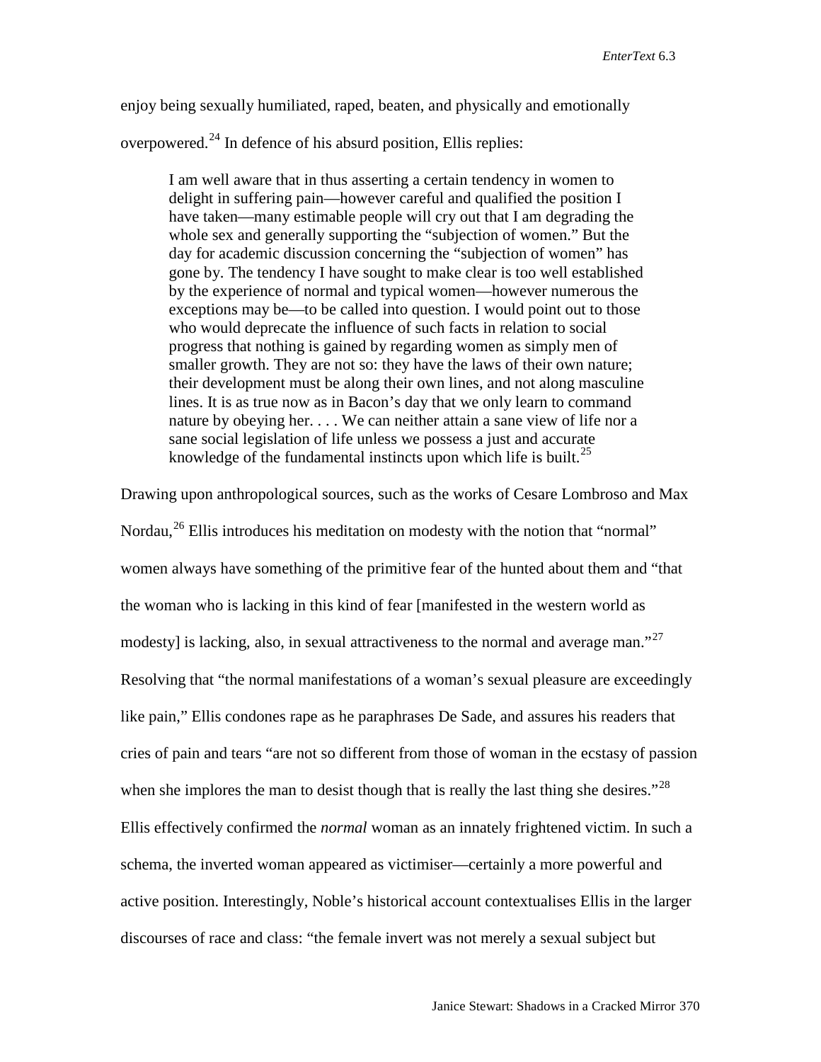enjoy being sexually humiliated, raped, beaten, and physically and emotionally overpowered.[24] In defence of his absurd position, Ellis replies:

> I am well aware that in thus asserting a certain tendency in women to delight in suffering pain—however careful and qualified the position I have taken—many estimable people will cry out that I am degrading the whole sex and generally supporting the "subjection of women." But the day for academic discussion concerning the "subjection of women" has gone by. The tendency I have sought to make clear is too well established by the experience of normal and typical women—however numerous the exceptions may be—to be called into question. I would point out to those who would deprecate the influence of such facts in relation to social progress that nothing is gained by regarding women as simply men of smaller growth. They are not so: they have the laws of their own nature; their development must be along their own lines, and not along masculine lines. It is as true now as in Bacon's day that we only learn to command nature by obeying her. . . . We can neither attain a sane view of life nor a sane social legislation of life unless we possess a just and accurate knowledge of the fundamental instincts upon which life is built.[25]

Drawing upon anthropological sources, such as the works of Cesare Lombroso and Max Nordau,[26] Ellis introduces his meditation on modesty with the notion that "normal" women always have something of the primitive fear of the hunted about them and "that the woman who is lacking in this kind of fear [manifested in the western world as modesty] is lacking, also, in sexual attractiveness to the normal and average man."[27] Resolving that "the normal manifestations of a woman's sexual pleasure are exceedingly like pain," Ellis condones rape as he paraphrases De Sade, and assures his readers that cries of pain and tears "are not so different from those of woman in the ecstasy of passion when she implores the man to desist though that is really the last thing she desires."[28] Ellis effectively confirmed the *normal* woman as an innately frightened victim. In such a schema, the inverted woman appeared as victimiser—certainly a more powerful and active position. Interestingly, Noble's historical account contextualises Ellis in the larger discourses of race and class: "the female invert was not merely a sexual subject but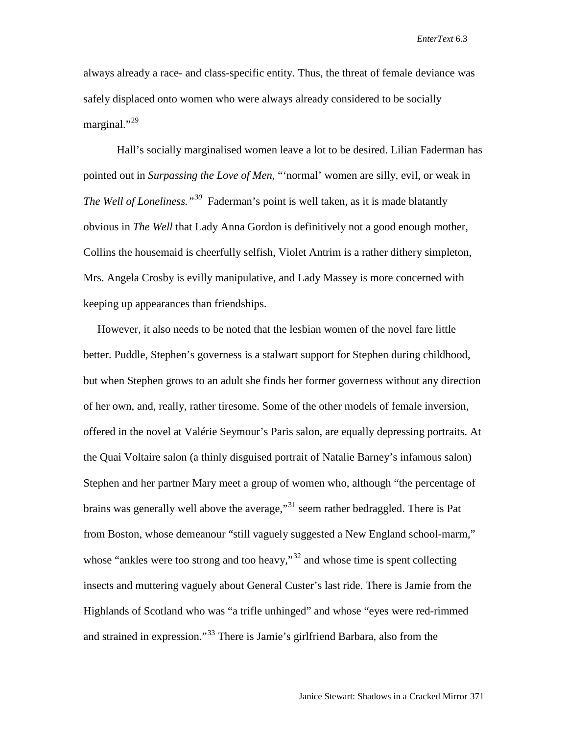always already a race- and class-specific entity. Thus, the threat of female deviance was safely displaced onto women who were always already considered to be socially marginal."[29]

Hall's socially marginalised women leave a lot to be desired. Lilian Faderman has pointed out in *Surpassing the Love of Men*, "'normal' women are silly, evil, or weak in *The Well of Loneliness."*[30] Faderman's point is well taken, as it is made blatantly obvious in *The Well* that Lady Anna Gordon is definitively not a good enough mother, Collins the housemaid is cheerfully selfish, Violet Antrim is a rather dithery simpleton, Mrs. Angela Crosby is evilly manipulative, and Lady Massey is more concerned with keeping up appearances than friendships.

However, it also needs to be noted that the lesbian women of the novel fare little better. Puddle, Stephen's governess is a stalwart support for Stephen during childhood, but when Stephen grows to an adult she finds her former governess without any direction of her own, and, really, rather tiresome. Some of the other models of female inversion, offered in the novel at Valérie Seymour's Paris salon, are equally depressing portraits. At the Quai Voltaire salon (a thinly disguised portrait of Natalie Barney's infamous salon) Stephen and her partner Mary meet a group of women who, although "the percentage of brains was generally well above the average,"[31] seem rather bedraggled. There is Pat from Boston, whose demeanour "still vaguely suggested a New England school-marm," whose "ankles were too strong and too heavy,"[32] and whose time is spent collecting insects and muttering vaguely about General Custer's last ride. There is Jamie from the Highlands of Scotland who was "a trifle unhinged" and whose "eyes were red-rimmed and strained in expression."[33] There is Jamie's girlfriend Barbara, also from the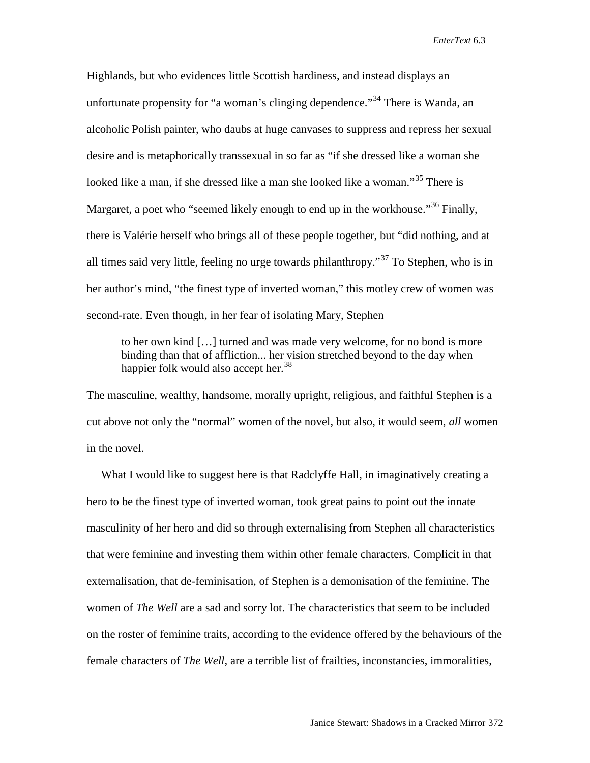Highlands, but who evidences little Scottish hardiness, and instead displays an unfortunate propensity for "a woman's clinging dependence."[34] There is Wanda, an alcoholic Polish painter, who daubs at huge canvases to suppress and repress her sexual desire and is metaphorically transsexual in so far as "if she dressed like a woman she looked like a man, if she dressed like a man she looked like a woman."[35] There is Margaret, a poet who "seemed likely enough to end up in the workhouse."[36] Finally, there is Valérie herself who brings all of these people together, but "did nothing, and at all times said very little, feeling no urge towards philanthropy."[37] To Stephen, who is in her author's mind, "the finest type of inverted woman," this motley crew of women was second-rate. Even though, in her fear of isolating Mary, Stephen

> to her own kind […] turned and was made very welcome, for no bond is more binding than that of affliction... her vision stretched beyond to the day when happier folk would also accept her.[38]

The masculine, wealthy, handsome, morally upright, religious, and faithful Stephen is a cut above not only the "normal" women of the novel, but also, it would seem, *all* women in the novel.

What I would like to suggest here is that Radclyffe Hall, in imaginatively creating a hero to be the finest type of inverted woman, took great pains to point out the innate masculinity of her hero and did so through externalising from Stephen all characteristics that were feminine and investing them within other female characters. Complicit in that externalisation, that de-feminisation, of Stephen is a demonisation of the feminine. The women of *The Well* are a sad and sorry lot. The characteristics that seem to be included on the roster of feminine traits, according to the evidence offered by the behaviours of the female characters of *The Well,* are a terrible list of frailties, inconstancies, immoralities,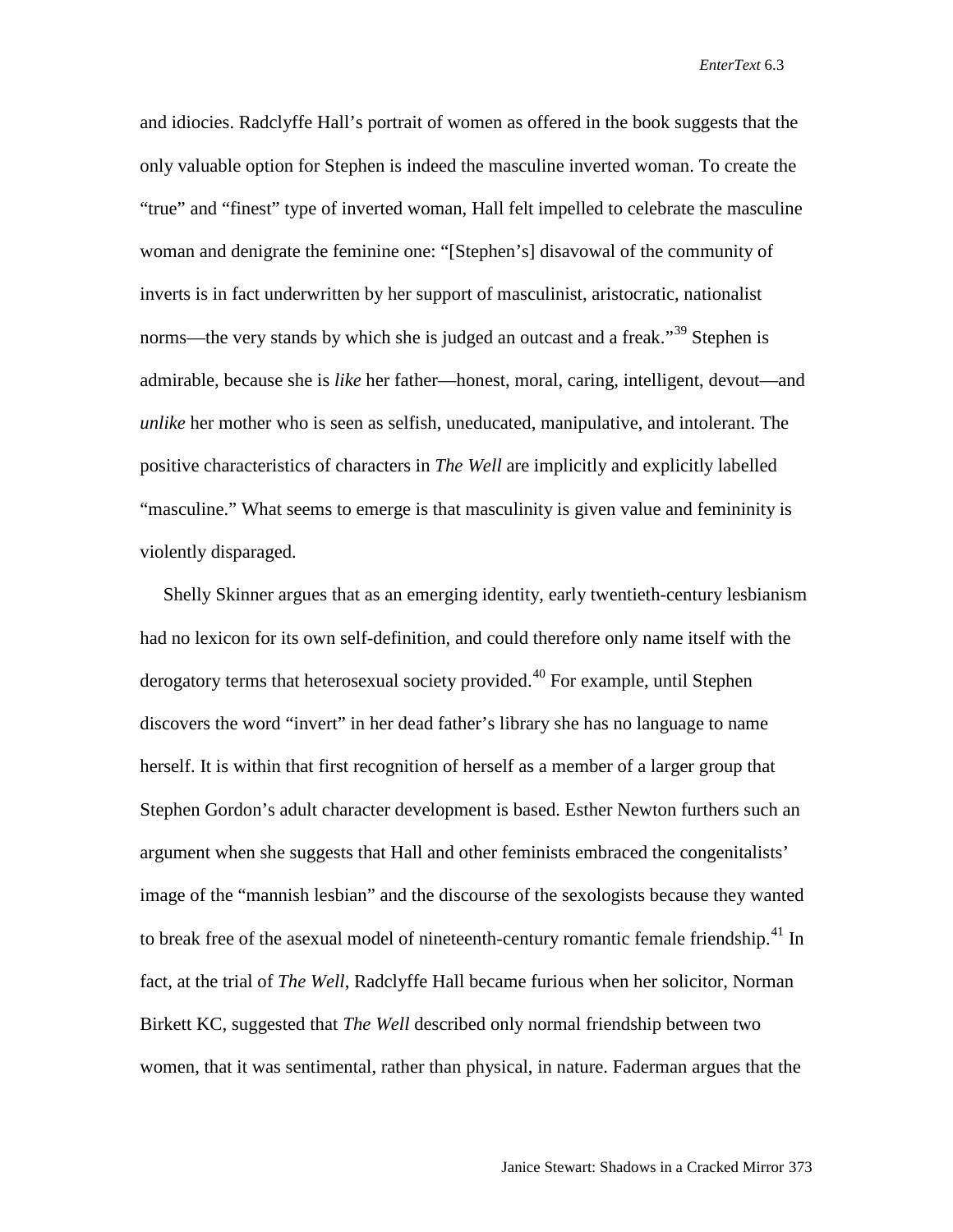and idiocies. Radclyffe Hall's portrait of women as offered in the book suggests that the only valuable option for Stephen is indeed the masculine inverted woman. To create the "true" and "finest" type of inverted woman, Hall felt impelled to celebrate the masculine woman and denigrate the feminine one: "[Stephen's] disavowal of the community of inverts is in fact underwritten by her support of masculinist, aristocratic, nationalist norms—the very stands by which she is judged an outcast and a freak."[39] Stephen is admirable, because she is *like* her father—honest, moral, caring, intelligent, devout—and *unlike* her mother who is seen as selfish, uneducated, manipulative, and intolerant. The positive characteristics of characters in *The Well* are implicitly and explicitly labelled "masculine." What seems to emerge is that masculinity is given value and femininity is violently disparaged.

Shelly Skinner argues that as an emerging identity, early twentieth-century lesbianism had no lexicon for its own self-definition, and could therefore only name itself with the derogatory terms that heterosexual society provided.[40] For example, until Stephen discovers the word "invert" in her dead father's library she has no language to name herself. It is within that first recognition of herself as a member of a larger group that Stephen Gordon's adult character development is based. Esther Newton furthers such an argument when she suggests that Hall and other feminists embraced the congenitalists' image of the "mannish lesbian" and the discourse of the sexologists because they wanted to break free of the asexual model of nineteenth-century romantic female friendship.[41] In fact, at the trial of *The Well*, Radclyffe Hall became furious when her solicitor, Norman Birkett KC, suggested that *The Well* described only normal friendship between two women, that it was sentimental, rather than physical, in nature. Faderman argues that the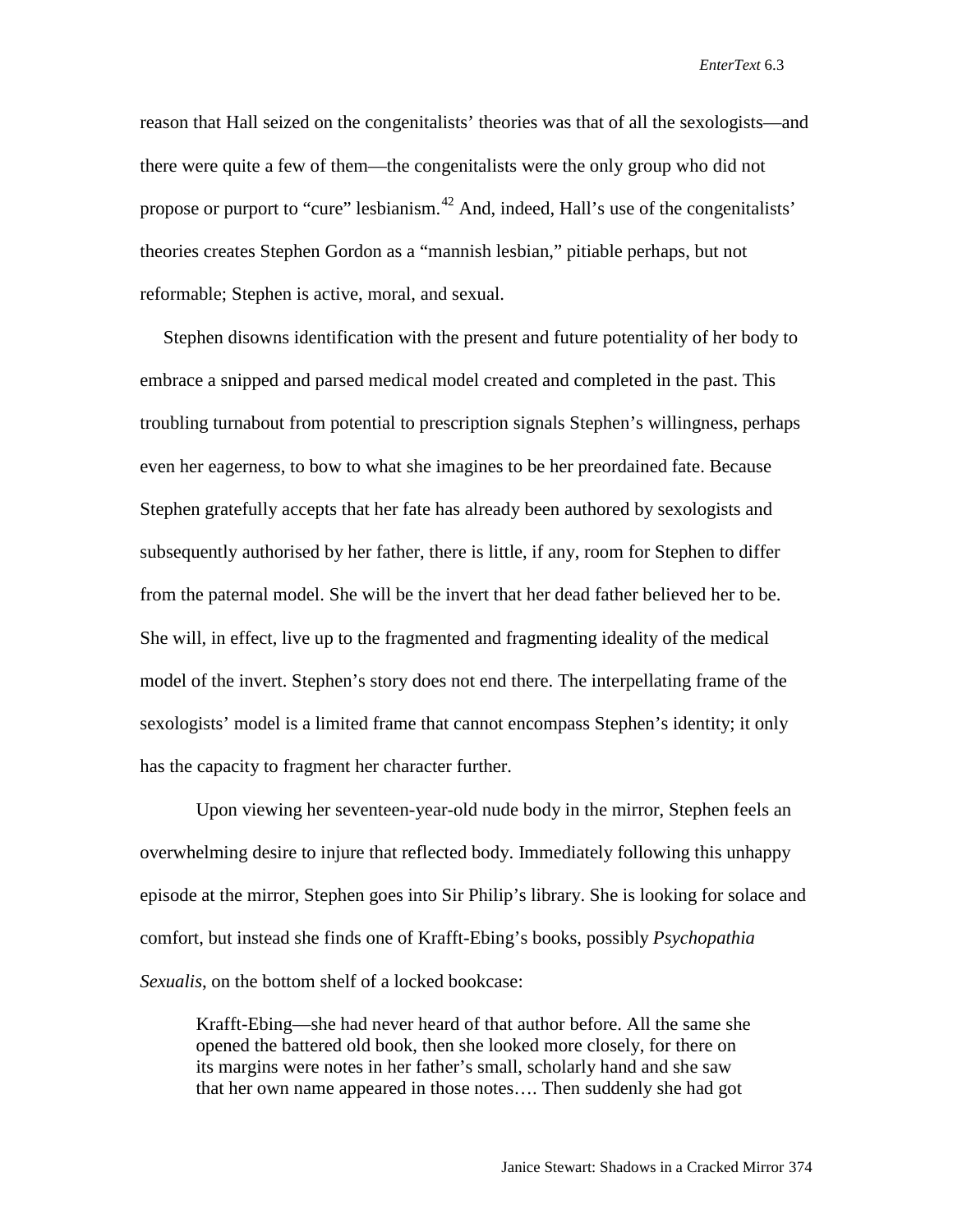reason that Hall seized on the congenitalists' theories was that of all the sexologists—and there were quite a few of them—the congenitalists were the only group who did not propose or purport to "cure" lesbianism.[42] And, indeed, Hall's use of the congenitalists' theories creates Stephen Gordon as a "mannish lesbian," pitiable perhaps, but not reformable; Stephen is active, moral, and sexual.

Stephen disowns identification with the present and future potentiality of her body to embrace a snipped and parsed medical model created and completed in the past. This troubling turnabout from potential to prescription signals Stephen's willingness, perhaps even her eagerness, to bow to what she imagines to be her preordained fate. Because Stephen gratefully accepts that her fate has already been authored by sexologists and subsequently authorised by her father, there is little, if any, room for Stephen to differ from the paternal model. She will be the invert that her dead father believed her to be. She will, in effect, live up to the fragmented and fragmenting ideality of the medical model of the invert. Stephen's story does not end there. The interpellating frame of the sexologists' model is a limited frame that cannot encompass Stephen's identity; it only has the capacity to fragment her character further.

Upon viewing her seventeen-year-old nude body in the mirror, Stephen feels an overwhelming desire to injure that reflected body. Immediately following this unhappy episode at the mirror, Stephen goes into Sir Philip's library. She is looking for solace and comfort, but instead she finds one of Krafft-Ebing's books, possibly *Psychopathia Sexualis*, on the bottom shelf of a locked bookcase:

> Krafft-Ebing—she had never heard of that author before. All the same she opened the battered old book, then she looked more closely, for there on its margins were notes in her father's small, scholarly hand and she saw that her own name appeared in those notes…. Then suddenly she had got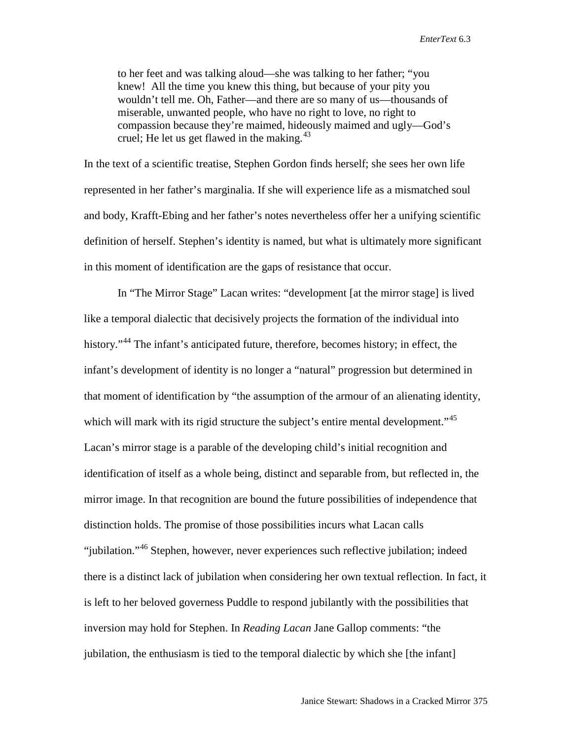> to her feet and was talking aloud—she was talking to her father; “you knew! All the time you knew this thing, but because of your pity you wouldn’t tell me. Oh, Father—and there are so many of us—thousands of miserable, unwanted people, who have no right to love, no right to compassion because they’re maimed, hideously maimed and ugly—God’s cruel; He let us get flawed in the making.[43]

In the text of a scientific treatise, Stephen Gordon finds herself; she sees her own life represented in her father’s marginalia. If she will experience life as a mismatched soul and body, Krafft-Ebing and her father’s notes nevertheless offer her a unifying scientific definition of herself. Stephen’s identity is named, but what is ultimately more significant in this moment of identification are the gaps of resistance that occur.

In “The Mirror Stage” Lacan writes: “development [at the mirror stage] is lived like a temporal dialectic that decisively projects the formation of the individual into history.”[44] The infant’s anticipated future, therefore, becomes history; in effect, the infant’s development of identity is no longer a “natural” progression but determined in that moment of identification by “the assumption of the armour of an alienating identity, which will mark with its rigid structure the subject’s entire mental development.”[45] Lacan’s mirror stage is a parable of the developing child’s initial recognition and identification of itself as a whole being, distinct and separable from, but reflected in, the mirror image. In that recognition are bound the future possibilities of independence that distinction holds. The promise of those possibilities incurs what Lacan calls “jubilation.”[46] Stephen, however, never experiences such reflective jubilation; indeed there is a distinct lack of jubilation when considering her own textual reflection. In fact, it is left to her beloved governess Puddle to respond jubilantly with the possibilities that inversion may hold for Stephen. In *Reading Lacan* Jane Gallop comments: “the jubilation, the enthusiasm is tied to the temporal dialectic by which she [the infant]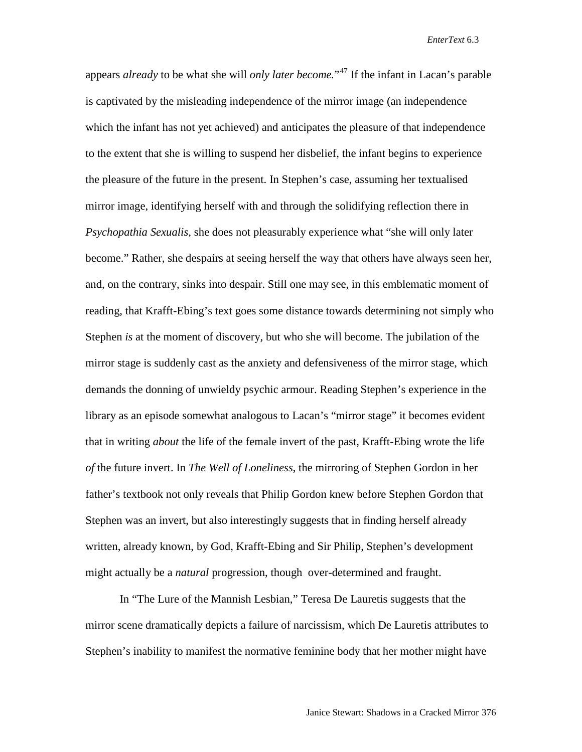appears *already* to be what she will *only later become.*"[47] If the infant in Lacan's parable is captivated by the misleading independence of the mirror image (an independence which the infant has not yet achieved) and anticipates the pleasure of that independence to the extent that she is willing to suspend her disbelief, the infant begins to experience the pleasure of the future in the present. In Stephen's case, assuming her textualised mirror image, identifying herself with and through the solidifying reflection there in *Psychopathia Sexualis*, she does not pleasurably experience what "she will only later become." Rather, she despairs at seeing herself the way that others have always seen her, and, on the contrary, sinks into despair. Still one may see, in this emblematic moment of reading, that Krafft-Ebing's text goes some distance towards determining not simply who Stephen *is* at the moment of discovery, but who she will become. The jubilation of the mirror stage is suddenly cast as the anxiety and defensiveness of the mirror stage, which demands the donning of unwieldy psychic armour. Reading Stephen's experience in the library as an episode somewhat analogous to Lacan's "mirror stage" it becomes evident that in writing *about* the life of the female invert of the past, Krafft-Ebing wrote the life *of* the future invert. In *The Well of Loneliness*, the mirroring of Stephen Gordon in her father's textbook not only reveals that Philip Gordon knew before Stephen Gordon that Stephen was an invert, but also interestingly suggests that in finding herself already written, already known, by God, Krafft-Ebing and Sir Philip, Stephen's development might actually be a *natural* progression, though over-determined and fraught.

In "The Lure of the Mannish Lesbian," Teresa De Lauretis suggests that the mirror scene dramatically depicts a failure of narcissism, which De Lauretis attributes to Stephen's inability to manifest the normative feminine body that her mother might have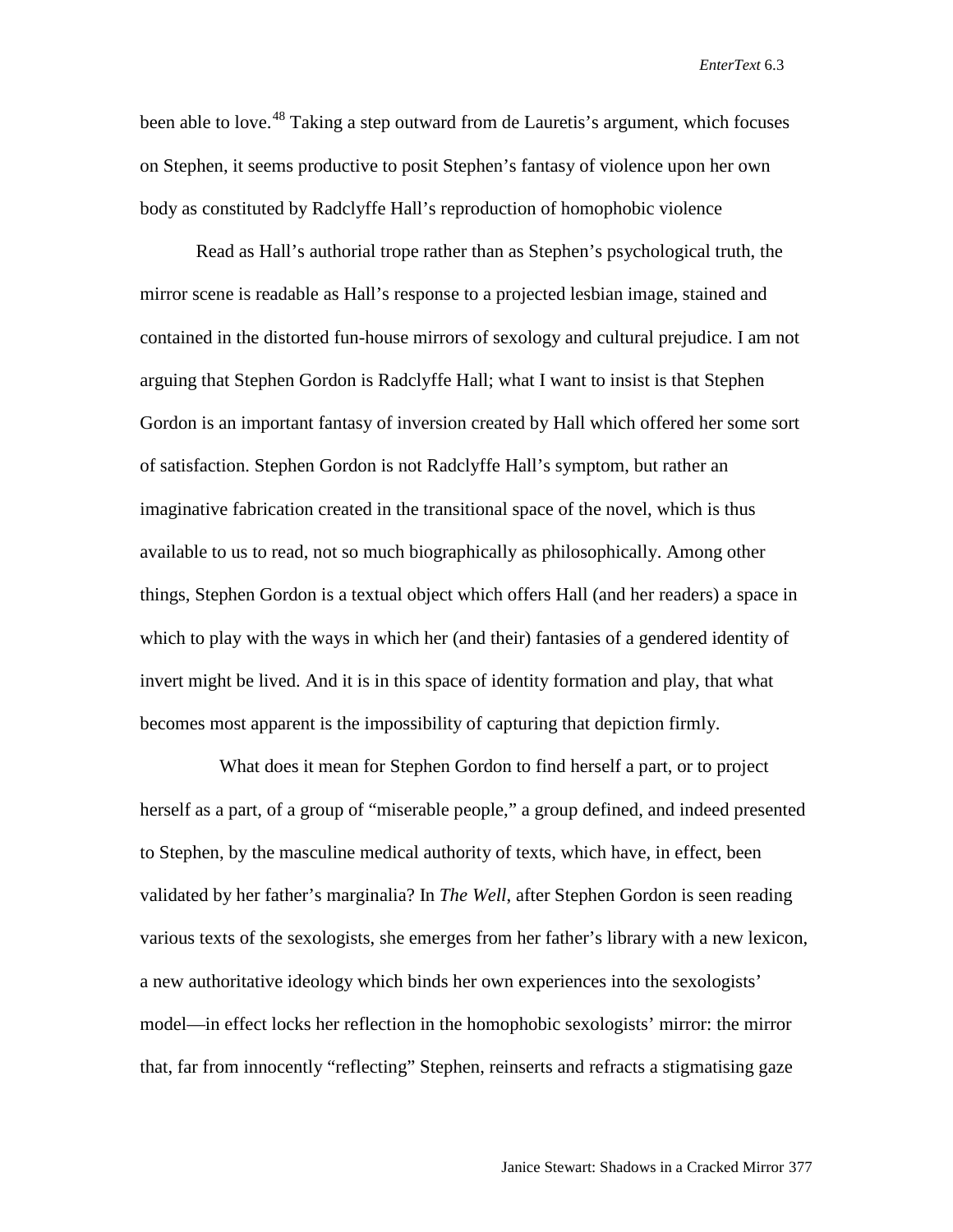been able to love.[48] Taking a step outward from de Lauretis's argument, which focuses on Stephen, it seems productive to posit Stephen's fantasy of violence upon her own body as constituted by Radclyffe Hall's reproduction of homophobic violence

Read as Hall's authorial trope rather than as Stephen's psychological truth, the mirror scene is readable as Hall's response to a projected lesbian image, stained and contained in the distorted fun-house mirrors of sexology and cultural prejudice. I am not arguing that Stephen Gordon is Radclyffe Hall; what I want to insist is that Stephen Gordon is an important fantasy of inversion created by Hall which offered her some sort of satisfaction. Stephen Gordon is not Radclyffe Hall's symptom, but rather an imaginative fabrication created in the transitional space of the novel, which is thus available to us to read, not so much biographically as philosophically. Among other things, Stephen Gordon is a textual object which offers Hall (and her readers) a space in which to play with the ways in which her (and their) fantasies of a gendered identity of invert might be lived. And it is in this space of identity formation and play, that what becomes most apparent is the impossibility of capturing that depiction firmly.

What does it mean for Stephen Gordon to find herself a part, or to project herself as a part, of a group of "miserable people," a group defined, and indeed presented to Stephen, by the masculine medical authority of texts, which have, in effect, been validated by her father's marginalia? In *The Well*, after Stephen Gordon is seen reading various texts of the sexologists, she emerges from her father's library with a new lexicon, a new authoritative ideology which binds her own experiences into the sexologists' model—in effect locks her reflection in the homophobic sexologists' mirror: the mirror that, far from innocently "reflecting" Stephen, reinserts and refracts a stigmatising gaze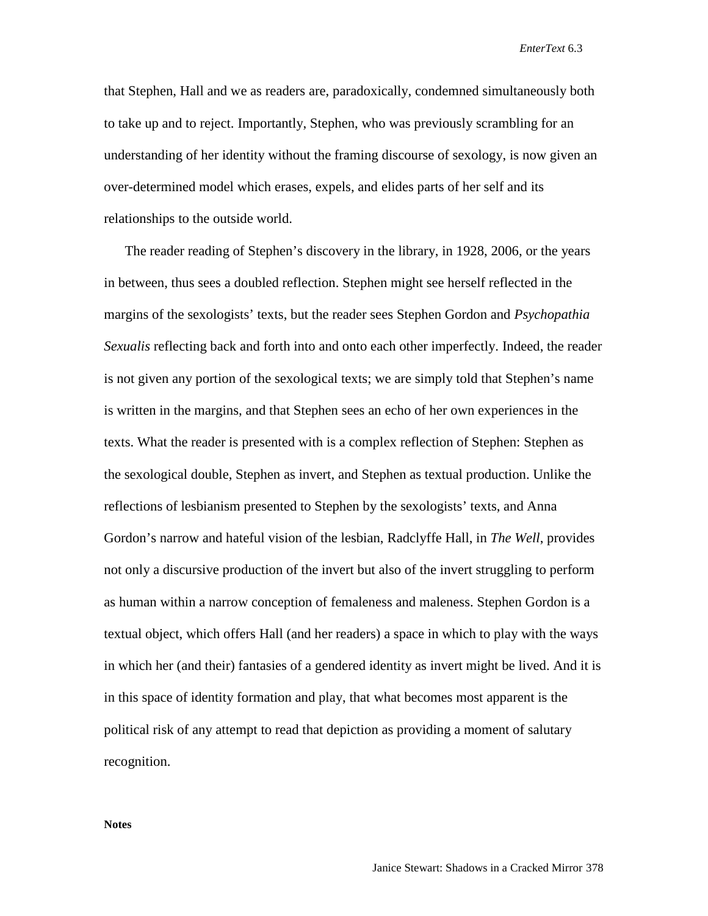that Stephen, Hall and we as readers are, paradoxically, condemned simultaneously both to take up and to reject. Importantly, Stephen, who was previously scrambling for an understanding of her identity without the framing discourse of sexology, is now given an over-determined model which erases, expels, and elides parts of her self and its relationships to the outside world.

The reader reading of Stephen's discovery in the library, in 1928, 2006, or the years in between, thus sees a doubled reflection. Stephen might see herself reflected in the margins of the sexologists' texts, but the reader sees Stephen Gordon and *Psychopathia Sexualis* reflecting back and forth into and onto each other imperfectly. Indeed, the reader is not given any portion of the sexological texts; we are simply told that Stephen's name is written in the margins, and that Stephen sees an echo of her own experiences in the texts. What the reader is presented with is a complex reflection of Stephen: Stephen as the sexological double, Stephen as invert, and Stephen as textual production. Unlike the reflections of lesbianism presented to Stephen by the sexologists' texts, and Anna Gordon's narrow and hateful vision of the lesbian, Radclyffe Hall, in *The Well*, provides not only a discursive production of the invert but also of the invert struggling to perform as human within a narrow conception of femaleness and maleness. Stephen Gordon is a textual object, which offers Hall (and her readers) a space in which to play with the ways in which her (and their) fantasies of a gendered identity as invert might be lived. And it is in this space of identity formation and play, that what becomes most apparent is the political risk of any attempt to read that depiction as providing a moment of salutary recognition.

**Notes**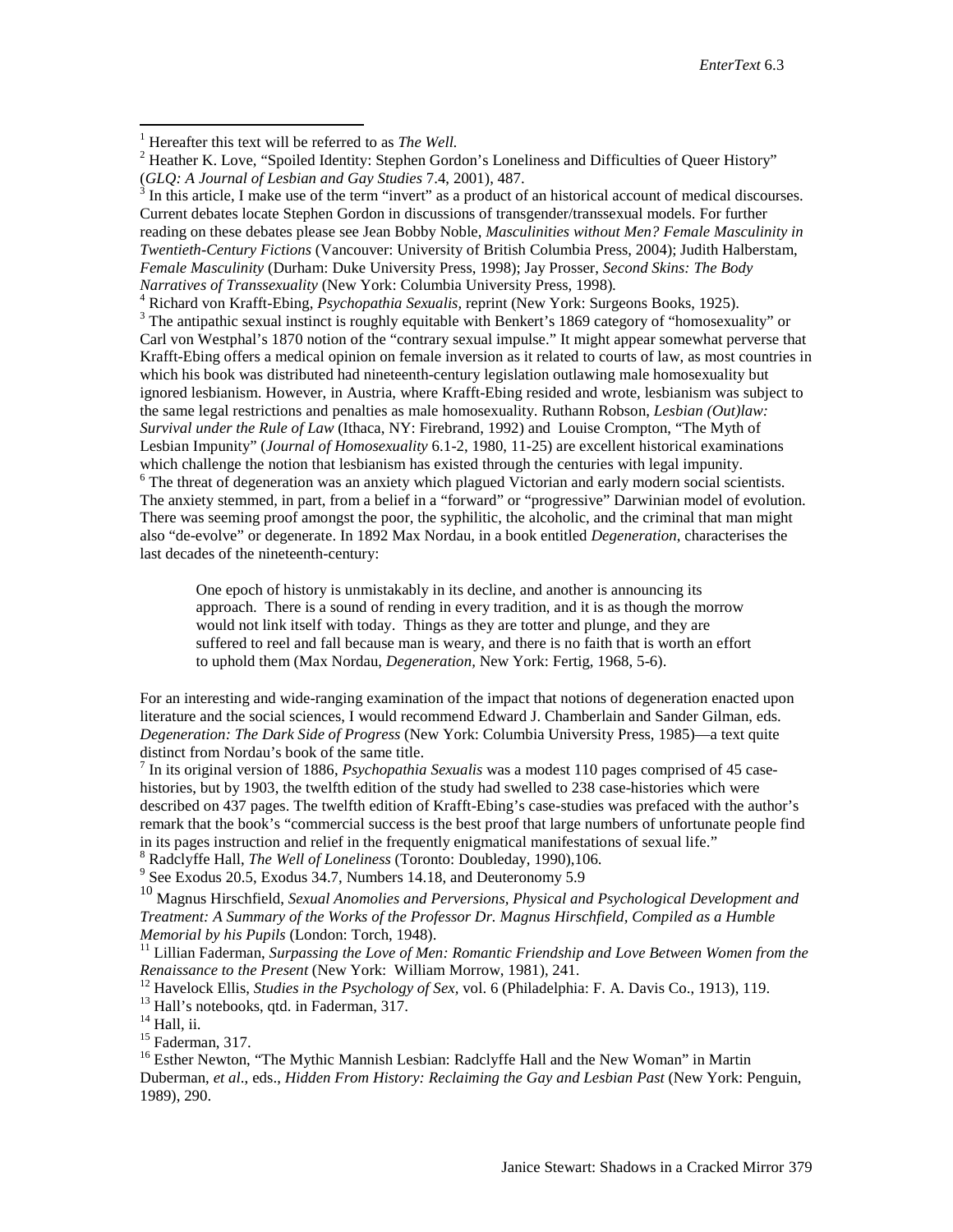[1] Hereafter this text will be referred to as *The Well.*

[2] Heather K. Love, "Spoiled Identity: Stephen Gordon's Loneliness and Difficulties of Queer History" (*GLQ: A Journal of Lesbian and Gay Studies* 7.4, 2001), 487.

[3] In this article, I make use of the term "invert" as a product of an historical account of medical discourses. Current debates locate Stephen Gordon in discussions of transgender/transsexual models. For further reading on these debates please see Jean Bobby Noble, *Masculinities without Men? Female Masculinity in Twentieth-Century Fictions* (Vancouver: University of British Columbia Press, 2004); Judith Halberstam, *Female Masculinity* (Durham: Duke University Press, 1998); Jay Prosser, *Second Skins: The Body Narratives of Transsexuality* (New York: Columbia University Press, 1998).

[4] Richard von Krafft-Ebing, *Psychopathia Sexualis,* reprint (New York: Surgeons Books, 1925).

[3] The antipathic sexual instinct is roughly equitable with Benkert's 1869 category of "homosexuality" or Carl von Westphal's 1870 notion of the "contrary sexual impulse." It might appear somewhat perverse that Krafft-Ebing offers a medical opinion on female inversion as it related to courts of law, as most countries in which his book was distributed had nineteenth-century legislation outlawing male homosexuality but ignored lesbianism. However, in Austria, where Krafft-Ebing resided and wrote, lesbianism was subject to the same legal restrictions and penalties as male homosexuality. Ruthann Robson, *Lesbian (Out)law: Survival under the Rule of Law* (Ithaca, NY: Firebrand, 1992) and Louise Crompton, "The Myth of Lesbian Impunity" (*Journal of Homosexuality* 6.1-2, 1980, 11-25) are excellent historical examinations which challenge the notion that lesbianism has existed through the centuries with legal impunity.

[6] The threat of degeneration was an anxiety which plagued Victorian and early modern social scientists. The anxiety stemmed, in part, from a belief in a "forward" or "progressive" Darwinian model of evolution. There was seeming proof amongst the poor, the syphilitic, the alcoholic, and the criminal that man might also "de-evolve" or degenerate. In 1892 Max Nordau, in a book entitled *Degeneration*, characterises the last decades of the nineteenth-century:

> One epoch of history is unmistakably in its decline, and another is announcing its approach. There is a sound of rending in every tradition, and it is as though the morrow would not link itself with today. Things as they are totter and plunge, and they are suffered to reel and fall because man is weary, and there is no faith that is worth an effort to uphold them (Max Nordau, *Degeneration,* New York: Fertig, 1968, 5-6).

For an interesting and wide-ranging examination of the impact that notions of degeneration enacted upon literature and the social sciences, I would recommend Edward J. Chamberlain and Sander Gilman, eds. *Degeneration: The Dark Side of Progress* (New York: Columbia University Press, 1985)—a text quite distinct from Nordau's book of the same title.

[7] In its original version of 1886, *Psychopathia Sexualis* was a modest 110 pages comprised of 45 case-histories, but by 1903, the twelfth edition of the study had swelled to 238 case-histories which were described on 437 pages. The twelfth edition of Krafft-Ebing's case-studies was prefaced with the author's remark that the book's "commercial success is the best proof that large numbers of unfortunate people find in its pages instruction and relief in the frequently enigmatical manifestations of sexual life."

[8] Radclyffe Hall, *The Well of Loneliness* (Toronto: Doubleday, 1990),106.

[9] See Exodus 20.5, Exodus 34.7, Numbers 14.18, and Deuteronomy 5.9

[10] Magnus Hirschfield, *Sexual Anomolies and Perversions, Physical and Psychological Development and Treatment: A Summary of the Works of the Professor Dr. Magnus Hirschfield, Compiled as a Humble Memorial by his Pupils* (London: Torch, 1948).

[11] Lillian Faderman, *Surpassing the Love of Men: Romantic Friendship and Love Between Women from the Renaissance to the Present* (New York: William Morrow, 1981), 241.

[12] Havelock Ellis, *Studies in the Psychology of Sex,* vol. 6 (Philadelphia: F. A. Davis Co., 1913), 119.

[13] Hall's notebooks, qtd. in Faderman, 317.

[14] Hall, ii.

[15] Faderman, 317.

[16] Esther Newton, "The Mythic Mannish Lesbian: Radclyffe Hall and the New Woman" in Martin Duberman, *et al*., eds., *Hidden From History: Reclaiming the Gay and Lesbian Past* (New York: Penguin, 1989), 290.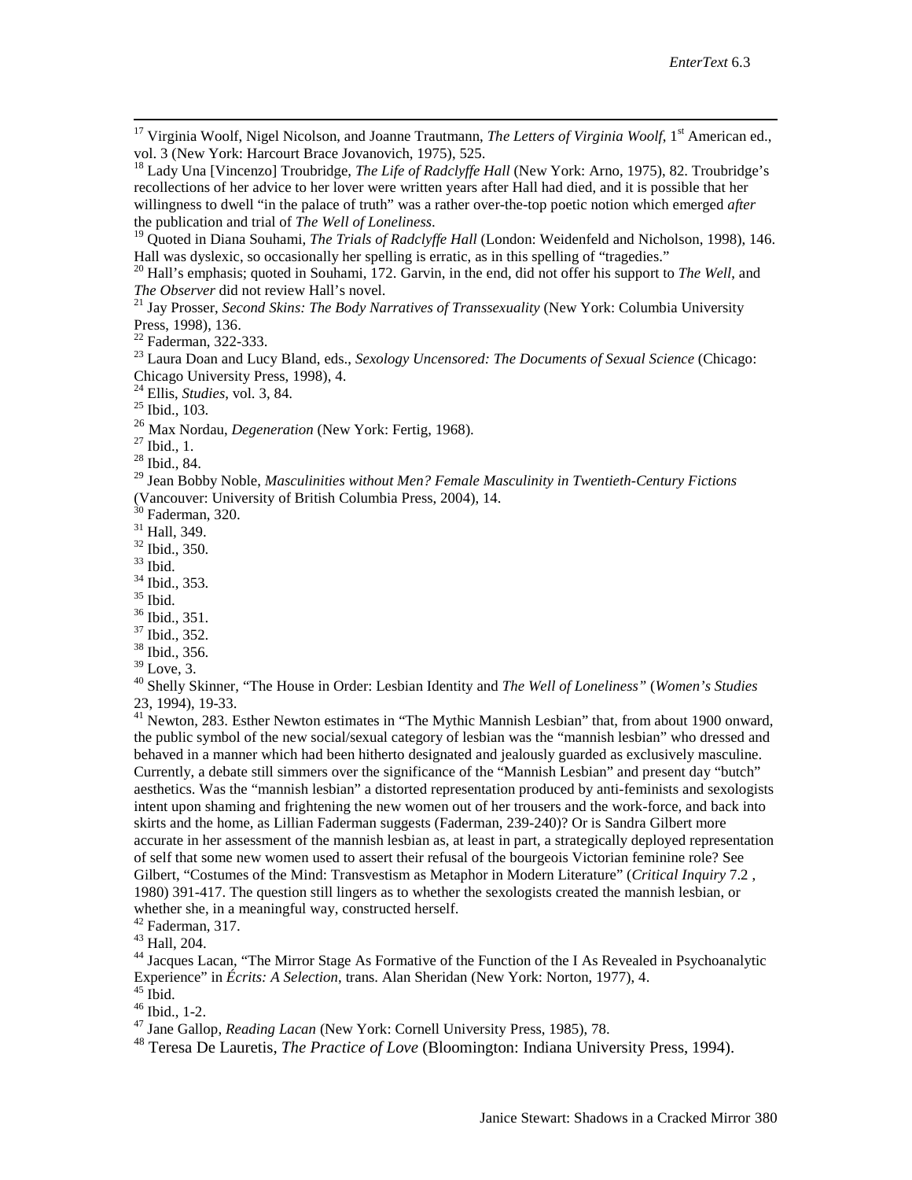[17] Virginia Woolf, Nigel Nicolson, and Joanne Trautmann, *The Letters of Virginia Woolf*, 1st American ed., vol. 3 (New York: Harcourt Brace Jovanovich, 1975), 525.

[18] Lady Una [Vincenzo] Troubridge, *The Life of Radclyffe Hall* (New York: Arno, 1975), 82. Troubridge's recollections of her advice to her lover were written years after Hall had died, and it is possible that her willingness to dwell "in the palace of truth" was a rather over-the-top poetic notion which emerged *after* the publication and trial of *The Well of Loneliness*.

[19] Quoted in Diana Souhami, *The Trials of Radclyffe Hall* (London: Weidenfeld and Nicholson, 1998), 146. Hall was dyslexic, so occasionally her spelling is erratic, as in this spelling of "tragedies."

[20] Hall's emphasis; quoted in Souhami, 172. Garvin, in the end, did not offer his support to *The Well*, and *The Observer* did not review Hall's novel.

[21] Jay Prosser, *Second Skins: The Body Narratives of Transsexuality* (New York: Columbia University Press, 1998), 136.

[22] Faderman, 322-333.

[23] Laura Doan and Lucy Bland, eds., *Sexology Uncensored: The Documents of Sexual Science* (Chicago: Chicago University Press, 1998), 4.

[24] Ellis, *Studies*, vol. 3, 84.

[25] Ibid., 103.

[26] Max Nordau, *Degeneration* (New York: Fertig, 1968).

[27] Ibid., 1.

[28] Ibid., 84.

[29] Jean Bobby Noble, *Masculinities without Men? Female Masculinity in Twentieth-Century Fictions* (Vancouver: University of British Columbia Press, 2004), 14.

[30] Faderman, 320.

[31] Hall, 349.

[32] Ibid., 350.

[33] Ibid.

[34] Ibid., 353.

[35] Ibid.

[36] Ibid., 351.

[37] Ibid., 352.

[38] Ibid., 356.

[39] Love, 3.

[40] Shelly Skinner, "The House in Order: Lesbian Identity and *The Well of Loneliness*" (*Women's Studies* 23, 1994), 19-33.

[41] Newton, 283. Esther Newton estimates in "The Mythic Mannish Lesbian" that, from about 1900 onward, the public symbol of the new social/sexual category of lesbian was the "mannish lesbian" who dressed and behaved in a manner which had been hitherto designated and jealously guarded as exclusively masculine. Currently, a debate still simmers over the significance of the "Mannish Lesbian" and present day "butch" aesthetics. Was the "mannish lesbian" a distorted representation produced by anti-feminists and sexologists intent upon shaming and frightening the new women out of her trousers and the work-force, and back into skirts and the home, as Lillian Faderman suggests (Faderman, 239-240)? Or is Sandra Gilbert more accurate in her assessment of the mannish lesbian as, at least in part, a strategically deployed representation of self that some new women used to assert their refusal of the bourgeois Victorian feminine role? See Gilbert, "Costumes of the Mind: Transvestism as Metaphor in Modern Literature" (*Critical Inquiry* 7.2 , 1980) 391-417. The question still lingers as to whether the sexologists created the mannish lesbian, or whether she, in a meaningful way, constructed herself.

[42] Faderman, 317.

[43] Hall, 204.

[44] Jacques Lacan, "The Mirror Stage As Formative of the Function of the I As Revealed in Psychoanalytic Experience" in *Écrits: A Selection*, trans. Alan Sheridan (New York: Norton, 1977), 4.

[45] Ibid.

[46] Ibid., 1-2.

[47] Jane Gallop, *Reading Lacan* (New York: Cornell University Press, 1985), 78.

[48] Teresa De Lauretis, *The Practice of Love* (Bloomington: Indiana University Press, 1994).